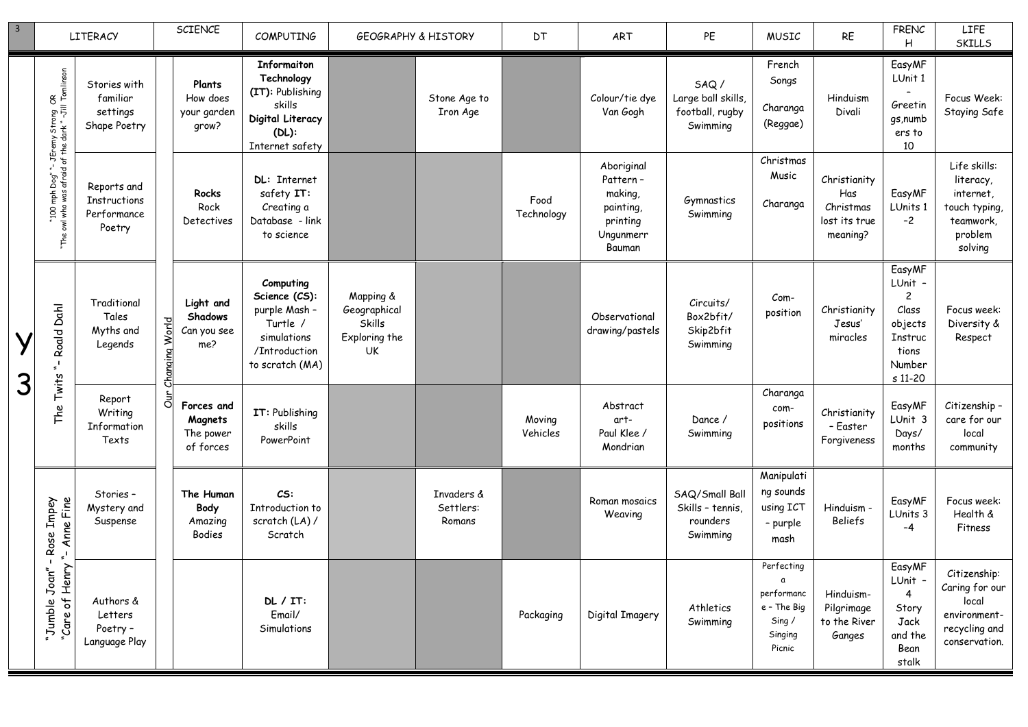| 3 | LITERACY | | SCIENCE | | COMPUTING | GEOGRAPHY & HISTORY | | DT | ART | PE | MUSIC | RE | FRENCH | LIFE SKILLS |
|---|---|---|---|---|---|---|---|---|---|---|---|---|---|---|
| Y3 | "100 mph Dog" - JEremy Strong OR "The owl who was afraid of the dark" - Jill Tomlinson | Stories with familiar settings Shape Poetry | Our Changing World | **Plants** How does your garden grow? | **Informaiton Technology (IT):** Publishing skills **Digital Literacy (DL):** Internet safety | | Stone Age to Iron Age | | Colour/tie dye Van Gogh | SAQ / Large ball skills, football, rugby Swimming | French Songs Charanga (Reggae) | Hinduism Divali | EasyMF LUnit 1 – Greetings,numbers to 10 | Focus Week: Staying Safe |
| | | Reports and Instructions Performance Poetry | | **Rocks** Rock Detectives | **DL:** Internet safety **IT:** Creating a Database - link to science | | | Food Technology | Aboriginal Pattern – making, painting, printing Ungunmerr Bauman | Gymnastics Swimming | Christmas Music Charanga | Christianity Has Christmas lost its true meaning? | EasyMF LUnits 1 –2 | Life skills: literacy, internet, touch typing, teamwork, problem solving |
| | The Twits" - Roald Dahl | Traditional Tales Myths and Legends | | **Light and Shadows** Can you see me? | **Computing Science (CS):** purple Mash – Turtle / simulations /Introduction to scratch (MA) | Mapping & Geographical Skills Exploring the UK | | | Observational drawing/pastels | Circuits/ Box2bfit/ Skip2bfit Swimming | Com-position | Christianity Jesus' miracles | EasyMF LUnit – 2 Class objects Instructions Numbers 11-20 | Focus week: Diversity & Respect |
| | | Report Writing Information Texts | | **Forces and Magnets** The power of forces | **IT:** Publishing skills PowerPoint | | | Moving Vehicles | Abstract art- Paul Klee / Mondrian | Dance / Swimming | Charanga com-positions | Christianity – Easter Forgiveness | EasyMF LUnit 3 Days/ months | Citizenship – care for our local community |
| | "Jumble Joan" - Rose Impey "Care of Henry"- Anne Fine | Stories – Mystery and Suspense | | **The Human Body** Amazing Bodies | **CS:** Introduction to scratch (LA) / Scratch | | Invaders & Settlers: Romans | | Roman mosaics Weaving | SAQ/Small Ball Skills – tennis, rounders Swimming | Manipulating sounds using ICT – purple mash | Hinduism - Beliefs | EasyMF LUnits 3 –4 | Focus week: Health & Fitness |
| | | Authors & Letters Poetry – Language Play | | | **DL / IT:** Email/ Simulations | | | Packaging | Digital Imagery | Athletics Swimming | Perfecting a performance - The Big Sing / Singing Picnic | Hinduism- Pilgrimage to the River Ganges | EasyMF LUnit – 4 Story Jack and the Bean stalk | Citizenship: Caring for our local environment- recycling and conservation. |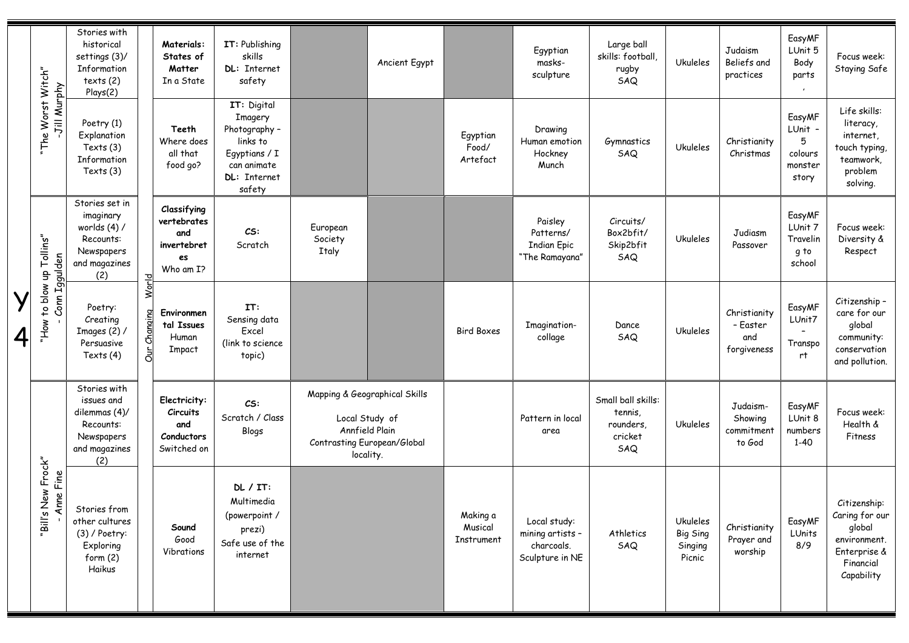| Year | Class Text | English | Theme | Science | Computing | History/Geography | | DT | Art | PE | Music | RE | MFL | PSHE |
|---|---|---|---|---|---|---|---|---|---|---|---|---|---|---|
| Y4 | "The Worst Witch" - Jill Murphy | Stories with historical settings (3)/ Information texts (2) Plays(2) | Our Changing World | **Materials: States of Matter** In a State | **IT:** Publishing skills **DL:** Internet safety | | Ancient Egypt | | Egyptian masks- sculpture | Large ball skills: football, rugby SAQ | Ukuleles | Judaism Beliefs and practices | EasyMF LUnit 5 Body parts , | Focus week: Staying Safe |
| | | Poetry (1) Explanation Texts (3) Information Texts (3) | | **Teeth** Where does all that food go? | **IT:** Digital Imagery Photography – links to Egyptians / I can animate **DL:** Internet safety | | | Egyptian Food/ Artefact | Drawing Human emotion Hockney Munch | Gymnastics SAQ | Ukuleles | Christianity Christmas | EasyMF LUnit - 5 colours monster story | Life skills: literacy, internet, touch typing, teamwork, problem solving. |
| | "How to blow up Tollins" - Conn Iggulden | Stories set in imaginary worlds (4) / Recounts: Newspapers and magazines (2) | | **Classifying vertebrates and invertebrates** Who am I? | **CS:** Scratch | European Society Italy | | | Paisley Patterns/ Indian Epic "The Ramayana" | Circuits/ Box2bfit/ Skip2bfit SAQ | Ukuleles | Judiasm Passover | EasyMF LUnit 7 Traveling to school | Focus week: Diversity & Respect |
| | | Poetry: Creating Images (2) / Persuasive Texts (4) | | **Environmental Issues** Human Impact | **IT:** Sensing data Excel (link to science topic) | | | Bird Boxes | Imagination- collage | Dance SAQ | Ukuleles | Christianity – Easter and forgiveness | EasyMF LUnit7 – Transport | Citizenship – care for our global community: conservation and pollution. |
| | "Bill's New Frock" - Anne Fine | Stories with issues and dilemmas (4)/ Recounts: Newspapers and magazines (2) | | **Electricity: Circuits and Conductors** Switched on | **CS:** Scratch / Class Blogs | Mapping & Geographical Skills Local Study of Annfield Plain Contrasting European/Global locality. | | | Pattern in local area | Small ball skills: tennis, rounders, cricket SAQ | Ukuleles | Judaism- Showing commitment to God | EasyMF LUnit 8 numbers 1-40 | Focus week: Health & Fitness |
| | | Stories from other cultures (3) / Poetry: Exploring form (2) Haikus | | **Sound** Good Vibrations | **DL / IT:** Multimedia (powerpoint / prezi) Safe use of the internet | | | Making a Musical Instrument | Local study: mining artists – charcoals. Sculpture in NE | Athletics SAQ | Ukuleles Big Sing Singing Picnic | Christianity Prayer and worship | EasyMF LUnits 8/9 | Citizenship: Caring for our global environment. Enterprise & Financial Capability |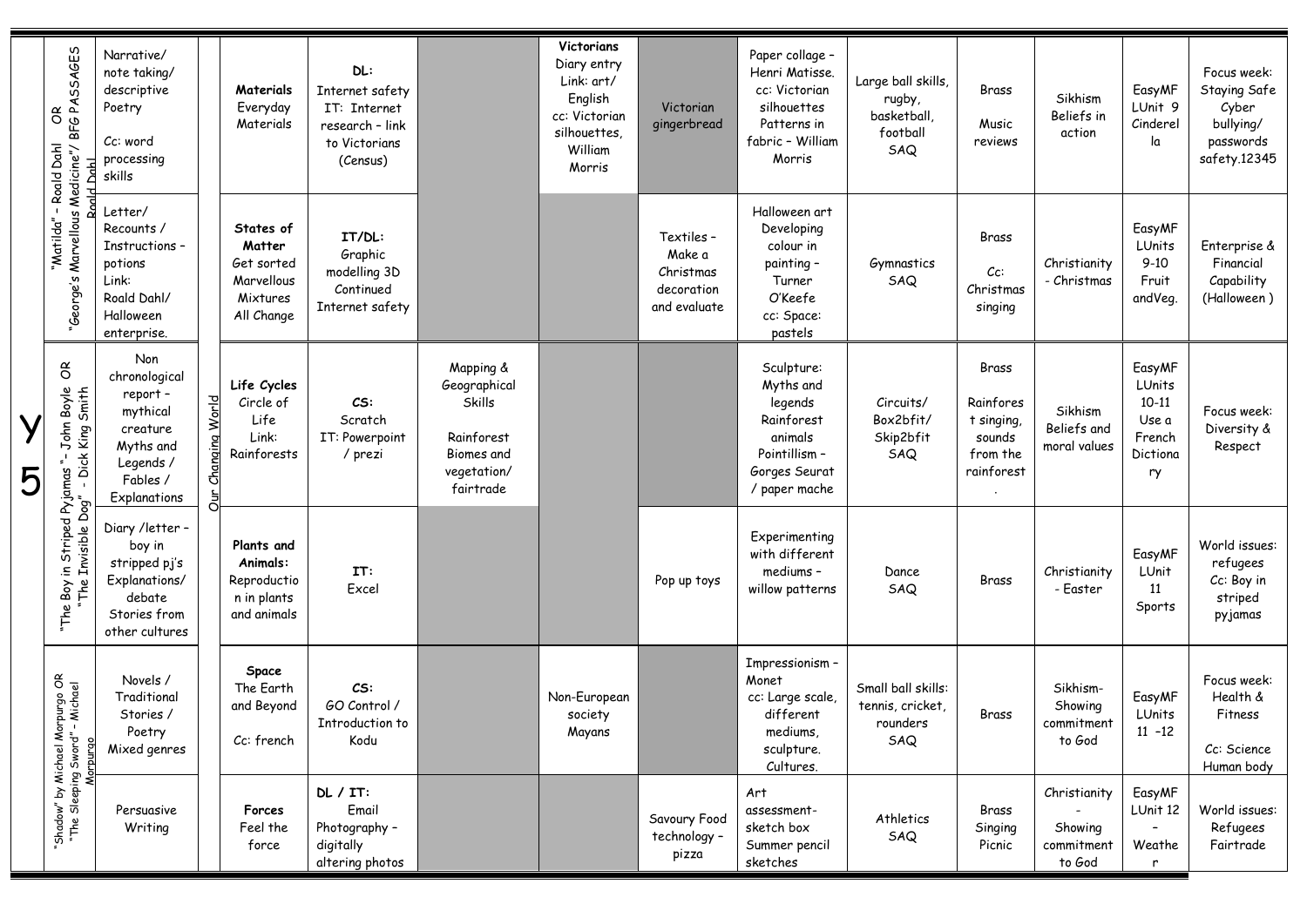| Year | Texts | English | Topic | Science | Computing | Geography | History | DT | Art | PE | Music | RE | French | PSHE |
|---|---|---|---|---|---|---|---|---|---|---|---|---|---|---|
| Y5 | "Matilda" – Roald Dahl OR "George's Marvellous Medicine"/ BFG PASSAGES Roald Dahl | Narrative/ note taking/ descriptive Poetry Cc: word processing skills | | **Materials** Everyday Materials | **DL:** Internet safety IT: Internet research – link to Victorians (Census) | | **Victorians** Diary entry Link: art/ English cc: Victorian silhouettes, William Morris | Victorian gingerbread | Paper collage – Henri Matisse. cc: Victorian silhouettes Patterns in fabric – William Morris | Large ball skills, rugby, basketball, football SAQ | Brass Music reviews | Sikhism Beliefs in action | EasyMF LUnit 9 Cinderella | Focus week: Staying Safe Cyber bullying/ passwords safety.12345 |
| | | Letter/ Recounts / Instructions – potions Link: Roald Dahl/ Halloween enterprise. | | **States of Matter** Get sorted Marvellous Mixtures All Change | **IT/DL:** Graphic modelling 3D Continued Internet safety | | | Textiles – Make a Christmas decoration and evaluate | Halloween art Developing colour in painting – Turner O'Keefe cc: Space: pastels | Gymnastics SAQ | Brass Cc: Christmas singing | Christianity - Christmas | EasyMF LUnits 9-10 Fruit andVeg. | Enterprise & Financial Capability (Halloween ) |
| | "The Boy in Striped Pyjamas "– John Boyle OR "The Invisible Dog" - Dick King Smith | Non chronological report – mythical creature Myths and Legends / Fables / Explanations | Our Changing World | **Life Cycles** Circle of Life Link: Rainforests | **CS:** Scratch IT: Powerpoint / prezi | Mapping & Geographical Skills Rainforest Biomes and vegetation/ fairtrade | | | Sculpture: Myths and legends Rainforest animals Pointillism – Gorges Seurat / paper mache | Circuits/ Box2bfit/ Skip2bfit SAQ | Brass Rainforest singing, sounds from the rainforest. | Sikhism Beliefs and moral values | EasyMF LUnits 10-11 Use a French Dictionary | Focus week: Diversity & Respect |
| | | Diary /letter – boy in stripped pj's Explanations/ debate Stories from other cultures | | **Plants and Animals:** Reproduction in plants and animals | **IT:** Excel | | | Pop up toys | Experimenting with different mediums – willow patterns | Dance SAQ | Brass | Christianity - Easter | EasyMF LUnit 11 Sports | World issues: refugees Cc: Boy in striped pyjamas |
| | "Shadow" by Michael Morpurgo OR "The Sleeping Sword" – Michael Morpurgo | Novels / Traditional Stories / Poetry Mixed genres | | **Space** The Earth and Beyond Cc: french | **CS:** GO Control / Introduction to Kodu | | Non-European society Mayans | | Impressionism – Monet cc: Large scale, different mediums, sculpture. Cultures. | Small ball skills: tennis, cricket, rounders SAQ | Brass | Sikhism- Showing commitment to God | EasyMF LUnits 11 –12 | Focus week: Health & Fitness Cc: Science Human body |
| | | Persuasive Writing | | **Forces** Feel the force | **DL / IT:** Email Photography – digitally altering photos | | | Savoury Food technology – pizza | Art assessment- sketch box Summer pencil sketches | Athletics SAQ | Brass Singing Picnic | Christianity - Showing commitment to God | EasyMF LUnit 12 – Weather | World issues: Refugees Fairtrade |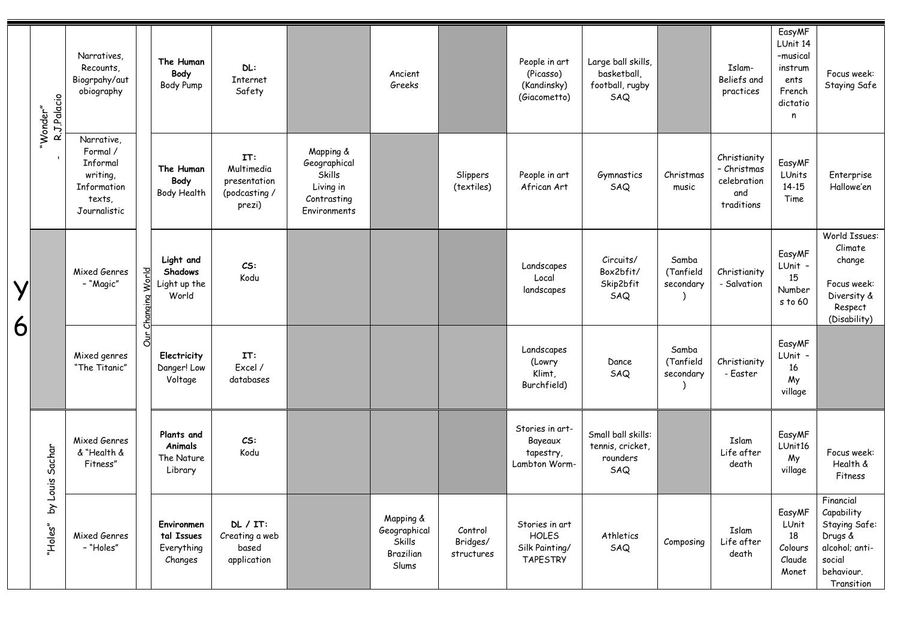| | | | | | | | | | | | | | | | |
|---|---|---|---|---|---|---|---|---|---|---|---|---|---|---|---|
| Y6 | "Wonder" - R.J.Palacio | Narratives, Recounts, Biogrpahy/autobiography | Our Changing World | **The Human Body** Body Pump | **DL:** Internet Safety | | Ancient Greeks | | People in art (Picasso) (Kandinsky) (Giacometto) | Large ball skills, basketball, football, rugby SAQ | | Islam- Beliefs and practices | EasyMF LUnit 14 –musical instruments French dictation | Focus week: Staying Safe |
| | | Narrative, Formal / Informal writing, Information texts, Journalistic | | **The Human Body** Body Health | **IT:** Multimedia presentation (podcasting / prezi) | Mapping & Geographical Skills Living in Contrasting Environments | | Slippers (textiles) | People in art African Art | Gymnastics SAQ | Christmas music | Christianity – Christmas celebration and traditions | EasyMF LUnits 14-15 Time | Enterprise Hallowe'en |
| | | Mixed Genres – "Magic" | | **Light and Shadows** Light up the World | **CS:** Kodu | | | | Landscapes Local landscapes | Circuits/ Box2bfit/ Skip2bfit SAQ | Samba (Tanfield secondary) | Christianity - Salvation | EasyMF LUnit – 15 Numbers to 60 | World Issues: Climate change<br><br>Focus week: Diversity & Respect (Disability) |
| | | Mixed genres "The Titanic" | | **Electricity** Danger! Low Voltage | **IT:** Excel / databases | | | | Landscapes (Lowry Klimt, Burchfield) | Dance SAQ | Samba (Tanfield secondary) | Christianity - Easter | EasyMF LUnit – 16 My village | |
| | "Holes" by Louis Sachar | Mixed Genres & "Health & Fitness" | | **Plants and Animals** The Nature Library | **CS:** Kodu | | | | Stories in art- Bayeaux tapestry, Lambton Worm- | Small ball skills: tennis, cricket, rounders SAQ | | Islam Life after death | EasyMF LUnit16 My village | Focus week: Health & Fitness |
| | | Mixed Genres – "Holes" | | **Environmental Issues** Everything Changes | **DL / IT:** Creating a web based application | | Mapping & Geographical Skills Brazilian Slums | Control Bridges/ structures | Stories in art HOLES Silk Painting/ TAPESTRY | Athletics SAQ | Composing | Islam Life after death | EasyMF LUnit 18 Colours Claude Monet | Financial Capability Staying Safe: Drugs & alcohol; anti-social behaviour. Transition |